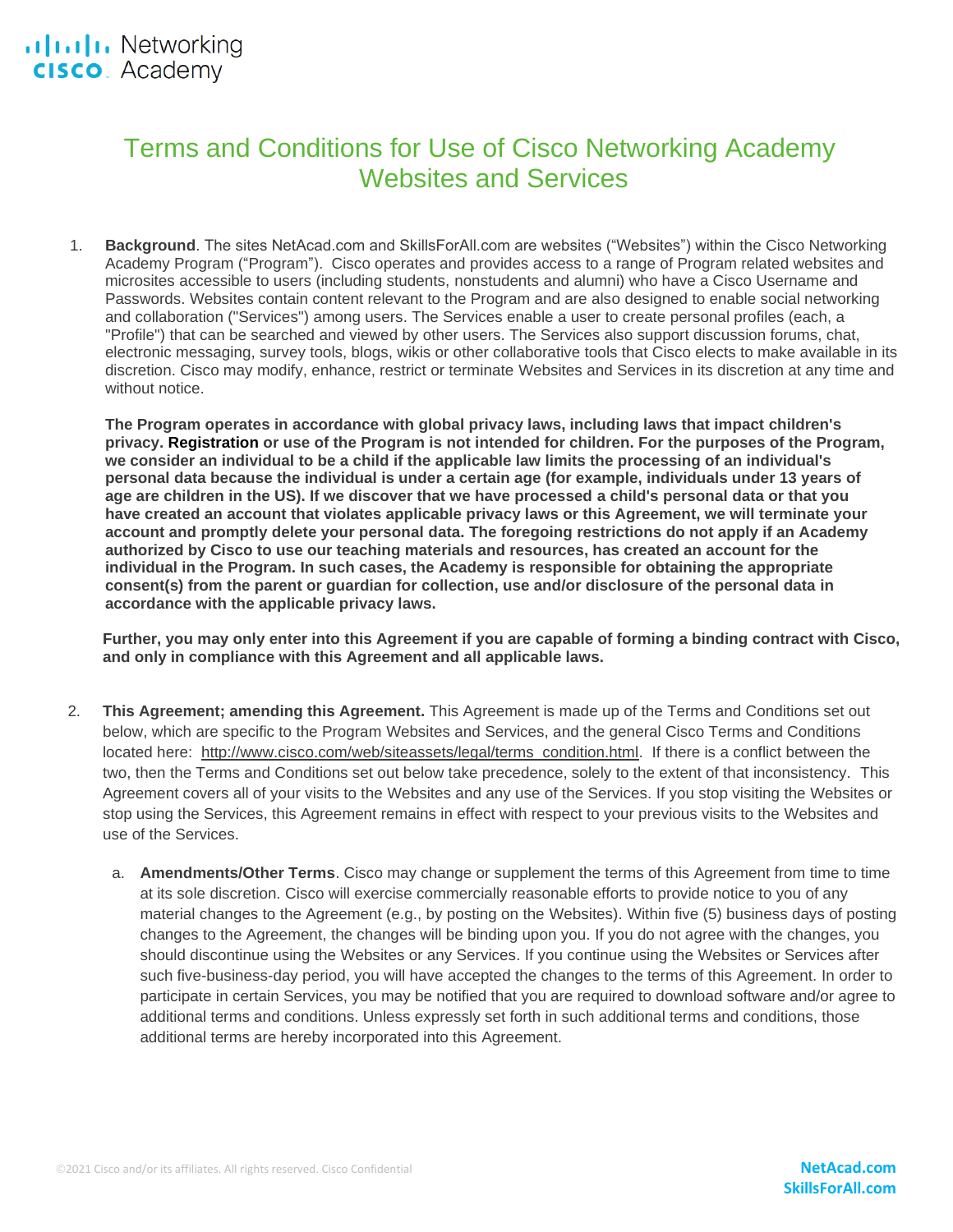# Terms and Conditions for Use of Cisco Networking Academy Websites and Services

1. **Background**. The sites NetAcad.com and SkillsForAll.com are websites ("Websites") within the Cisco Networking Academy Program ("Program"). Cisco operates and provides access to a range of Program related websites and microsites accessible to users (including students, nonstudents and alumni) who have a Cisco Username and Passwords. Websites contain content relevant to the Program and are also designed to enable social networking and collaboration ("Services") among users. The Services enable a user to create personal profiles (each, a "Profile") that can be searched and viewed by other users. The Services also support discussion forums, chat, electronic messaging, survey tools, blogs, wikis or other collaborative tools that Cisco elects to make available in its discretion. Cisco may modify, enhance, restrict or terminate Websites and Services in its discretion at any time and without notice.

   **The Program operates in accordance with global privacy laws, including laws that impact children's privacy. Registration or use of the Program is not intended for children. For the purposes of the Program, we consider an individual to be a child if the applicable law limits the processing of an individual's personal data because the individual is under a certain age (for example, individuals under 13 years of age are children in the US). If we discover that we have processed a child's personal data or that you have created an account that violates applicable privacy laws or this Agreement, we will terminate your account and promptly delete your personal data. The foregoing restrictions do not apply if an Academy authorized by Cisco to use our teaching materials and resources, has created an account for the individual in the Program. In such cases, the Academy is responsible for obtaining the appropriate consent(s) from the parent or guardian for collection, use and/or disclosure of the personal data in accordance with the applicable privacy laws.**

   **Further, you may only enter into this Agreement if you are capable of forming a binding contract with Cisco, and only in compliance with this Agreement and all applicable laws.**

2. **This Agreement; amending this Agreement.** This Agreement is made up of the Terms and Conditions set out below, which are specific to the Program Websites and Services, and the general Cisco Terms and Conditions located here: http://www.cisco.com/web/siteassets/legal/terms_condition.html. If there is a conflict between the two, then the Terms and Conditions set out below take precedence, solely to the extent of that inconsistency. This Agreement covers all of your visits to the Websites and any use of the Services. If you stop visiting the Websites or stop using the Services, this Agreement remains in effect with respect to your previous visits to the Websites and use of the Services.

   a. **Amendments/Other Terms**. Cisco may change or supplement the terms of this Agreement from time to time at its sole discretion. Cisco will exercise commercially reasonable efforts to provide notice to you of any material changes to the Agreement (e.g., by posting on the Websites). Within five (5) business days of posting changes to the Agreement, the changes will be binding upon you. If you do not agree with the changes, you should discontinue using the Websites or any Services. If you continue using the Websites or Services after such five-business-day period, you will have accepted the changes to the terms of this Agreement. In order to participate in certain Services, you may be notified that you are required to download software and/or agree to additional terms and conditions. Unless expressly set forth in such additional terms and conditions, those additional terms are hereby incorporated into this Agreement.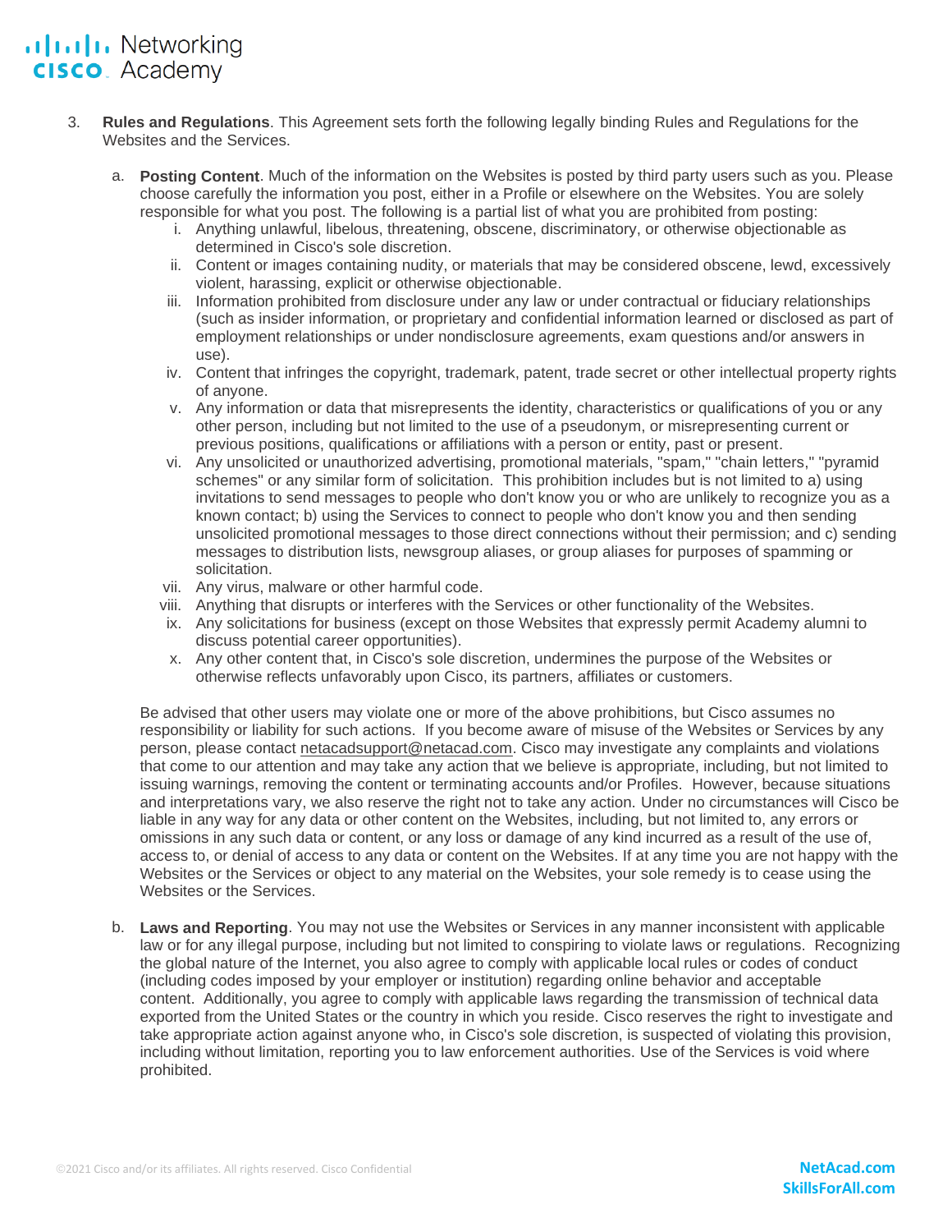3. **Rules and Regulations**. This Agreement sets forth the following legally binding Rules and Regulations for the Websites and the Services.

   a. **Posting Content**. Much of the information on the Websites is posted by third party users such as you. Please choose carefully the information you post, either in a Profile or elsewhere on the Websites. You are solely responsible for what you post. The following is a partial list of what you are prohibited from posting:

      i. Anything unlawful, libelous, threatening, obscene, discriminatory, or otherwise objectionable as determined in Cisco's sole discretion.

      ii. Content or images containing nudity, or materials that may be considered obscene, lewd, excessively violent, harassing, explicit or otherwise objectionable.

      iii. Information prohibited from disclosure under any law or under contractual or fiduciary relationships (such as insider information, or proprietary and confidential information learned or disclosed as part of employment relationships or under nondisclosure agreements, exam questions and/or answers in use).

      iv. Content that infringes the copyright, trademark, patent, trade secret or other intellectual property rights of anyone.

      v. Any information or data that misrepresents the identity, characteristics or qualifications of you or any other person, including but not limited to the use of a pseudonym, or misrepresenting current or previous positions, qualifications or affiliations with a person or entity, past or present.

      vi. Any unsolicited or unauthorized advertising, promotional materials, "spam," "chain letters," "pyramid schemes" or any similar form of solicitation. This prohibition includes but is not limited to a) using invitations to send messages to people who don't know you or who are unlikely to recognize you as a known contact; b) using the Services to connect to people who don't know you and then sending unsolicited promotional messages to those direct connections without their permission; and c) sending messages to distribution lists, newsgroup aliases, or group aliases for purposes of spamming or solicitation.

      vii. Any virus, malware or other harmful code.

      viii. Anything that disrupts or interferes with the Services or other functionality of the Websites.

      ix. Any solicitations for business (except on those Websites that expressly permit Academy alumni to discuss potential career opportunities).

      x. Any other content that, in Cisco's sole discretion, undermines the purpose of the Websites or otherwise reflects unfavorably upon Cisco, its partners, affiliates or customers.

   Be advised that other users may violate one or more of the above prohibitions, but Cisco assumes no responsibility or liability for such actions. If you become aware of misuse of the Websites or Services by any person, please contact netacadsupport@netacad.com. Cisco may investigate any complaints and violations that come to our attention and may take any action that we believe is appropriate, including, but not limited to issuing warnings, removing the content or terminating accounts and/or Profiles. However, because situations and interpretations vary, we also reserve the right not to take any action. Under no circumstances will Cisco be liable in any way for any data or other content on the Websites, including, but not limited to, any errors or omissions in any such data or content, or any loss or damage of any kind incurred as a result of the use of, access to, or denial of access to any data or content on the Websites. If at any time you are not happy with the Websites or the Services or object to any material on the Websites, your sole remedy is to cease using the Websites or the Services.

   b. **Laws and Reporting**. You may not use the Websites or Services in any manner inconsistent with applicable law or for any illegal purpose, including but not limited to conspiring to violate laws or regulations. Recognizing the global nature of the Internet, you also agree to comply with applicable local rules or codes of conduct (including codes imposed by your employer or institution) regarding online behavior and acceptable content. Additionally, you agree to comply with applicable laws regarding the transmission of technical data exported from the United States or the country in which you reside. Cisco reserves the right to investigate and take appropriate action against anyone who, in Cisco's sole discretion, is suspected of violating this provision, including without limitation, reporting you to law enforcement authorities. Use of the Services is void where prohibited.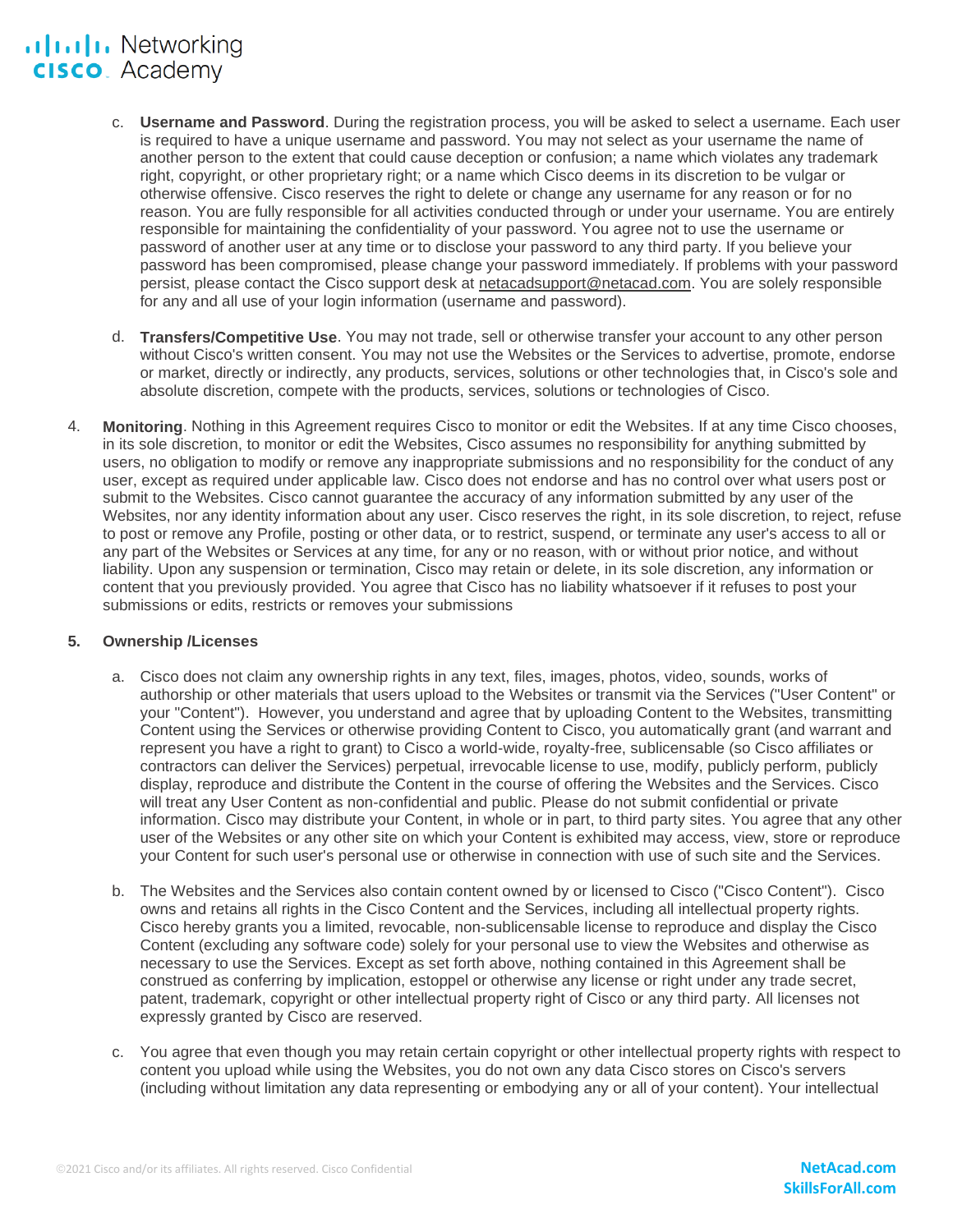c. **Username and Password**. During the registration process, you will be asked to select a username. Each user is required to have a unique username and password. You may not select as your username the name of another person to the extent that could cause deception or confusion; a name which violates any trademark right, copyright, or other proprietary right; or a name which Cisco deems in its discretion to be vulgar or otherwise offensive. Cisco reserves the right to delete or change any username for any reason or for no reason. You are fully responsible for all activities conducted through or under your username. You are entirely responsible for maintaining the confidentiality of your password. You agree not to use the username or password of another user at any time or to disclose your password to any third party. If you believe your password has been compromised, please change your password immediately. If problems with your password persist, please contact the Cisco support desk at netacadsupport@netacad.com. You are solely responsible for any and all use of your login information (username and password).

d. **Transfers/Competitive Use**. You may not trade, sell or otherwise transfer your account to any other person without Cisco's written consent. You may not use the Websites or the Services to advertise, promote, endorse or market, directly or indirectly, any products, services, solutions or other technologies that, in Cisco's sole and absolute discretion, compete with the products, services, solutions or technologies of Cisco.

4. **Monitoring**. Nothing in this Agreement requires Cisco to monitor or edit the Websites. If at any time Cisco chooses, in its sole discretion, to monitor or edit the Websites, Cisco assumes no responsibility for anything submitted by users, no obligation to modify or remove any inappropriate submissions and no responsibility for the conduct of any user, except as required under applicable law. Cisco does not endorse and has no control over what users post or submit to the Websites. Cisco cannot guarantee the accuracy of any information submitted by any user of the Websites, nor any identity information about any user. Cisco reserves the right, in its sole discretion, to reject, refuse to post or remove any Profile, posting or other data, or to restrict, suspend, or terminate any user's access to all or any part of the Websites or Services at any time, for any or no reason, with or without prior notice, and without liability. Upon any suspension or termination, Cisco may retain or delete, in its sole discretion, any information or content that you previously provided. You agree that Cisco has no liability whatsoever if it refuses to post your submissions or edits, restricts or removes your submissions

5. **Ownership /Licenses**

a. Cisco does not claim any ownership rights in any text, files, images, photos, video, sounds, works of authorship or other materials that users upload to the Websites or transmit via the Services ("User Content" or your "Content"). However, you understand and agree that by uploading Content to the Websites, transmitting Content using the Services or otherwise providing Content to Cisco, you automatically grant (and warrant and represent you have a right to grant) to Cisco a world-wide, royalty-free, sublicensable (so Cisco affiliates or contractors can deliver the Services) perpetual, irrevocable license to use, modify, publicly perform, publicly display, reproduce and distribute the Content in the course of offering the Websites and the Services. Cisco will treat any User Content as non-confidential and public. Please do not submit confidential or private information. Cisco may distribute your Content, in whole or in part, to third party sites. You agree that any other user of the Websites or any other site on which your Content is exhibited may access, view, store or reproduce your Content for such user's personal use or otherwise in connection with use of such site and the Services.

b. The Websites and the Services also contain content owned by or licensed to Cisco ("Cisco Content"). Cisco owns and retains all rights in the Cisco Content and the Services, including all intellectual property rights. Cisco hereby grants you a limited, revocable, non-sublicensable license to reproduce and display the Cisco Content (excluding any software code) solely for your personal use to view the Websites and otherwise as necessary to use the Services. Except as set forth above, nothing contained in this Agreement shall be construed as conferring by implication, estoppel or otherwise any license or right under any trade secret, patent, trademark, copyright or other intellectual property right of Cisco or any third party. All licenses not expressly granted by Cisco are reserved.

c. You agree that even though you may retain certain copyright or other intellectual property rights with respect to content you upload while using the Websites, you do not own any data Cisco stores on Cisco's servers (including without limitation any data representing or embodying any or all of your content). Your intellectual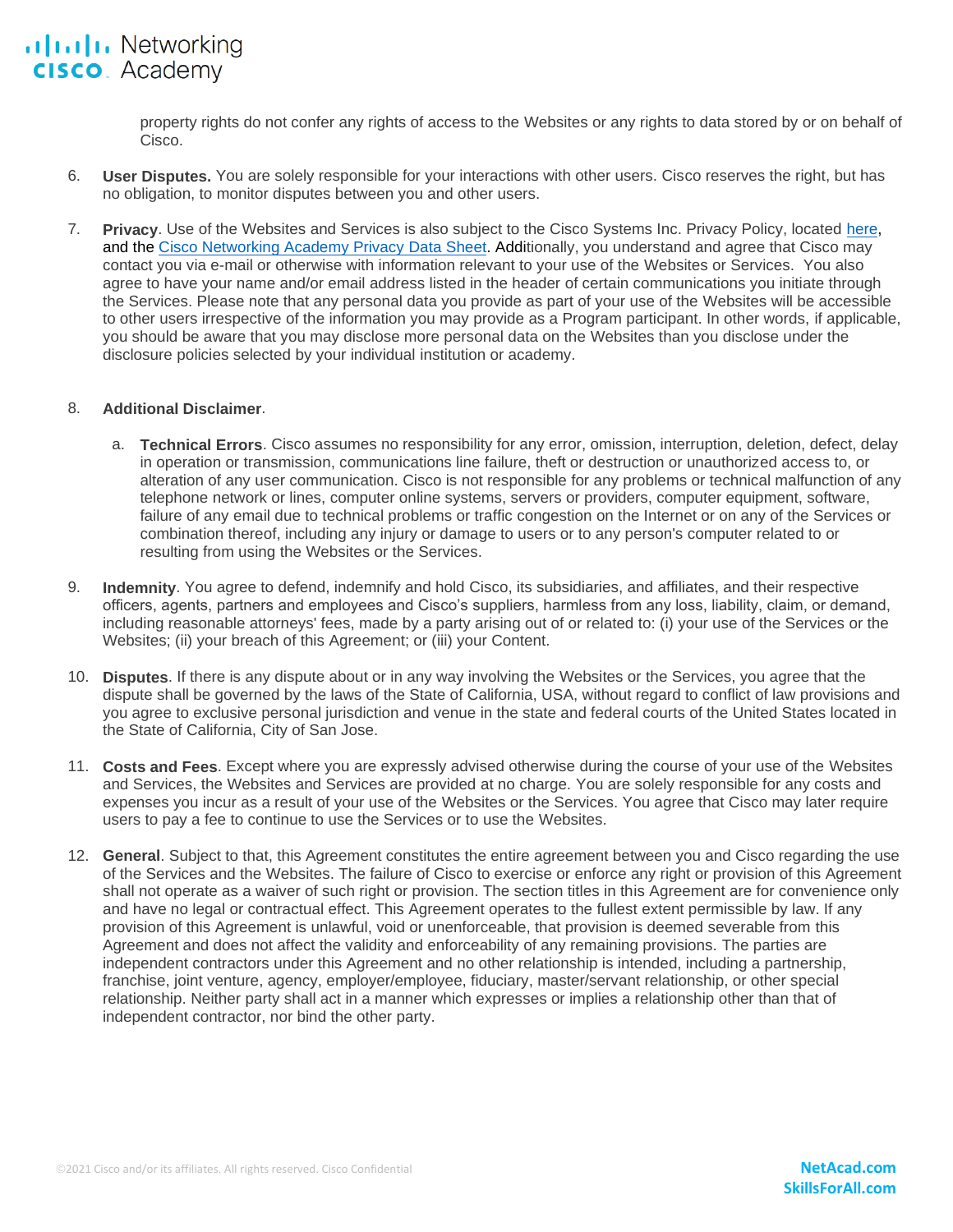property rights do not confer any rights of access to the Websites or any rights to data stored by or on behalf of Cisco.

6. **User Disputes.** You are solely responsible for your interactions with other users. Cisco reserves the right, but has no obligation, to monitor disputes between you and other users.

7. **Privacy**. Use of the Websites and Services is also subject to the Cisco Systems Inc. Privacy Policy, located [here](), and the [Cisco Networking Academy Privacy Data Sheet](). Additionally, you understand and agree that Cisco may contact you via e-mail or otherwise with information relevant to your use of the Websites or Services. You also agree to have your name and/or email address listed in the header of certain communications you initiate through the Services. Please note that any personal data you provide as part of your use of the Websites will be accessible to other users irrespective of the information you may provide as a Program participant. In other words, if applicable, you should be aware that you may disclose more personal data on the Websites than you disclose under the disclosure policies selected by your individual institution or academy.

8. **Additional Disclaimer**.

   a. **Technical Errors**. Cisco assumes no responsibility for any error, omission, interruption, deletion, defect, delay in operation or transmission, communications line failure, theft or destruction or unauthorized access to, or alteration of any user communication. Cisco is not responsible for any problems or technical malfunction of any telephone network or lines, computer online systems, servers or providers, computer equipment, software, failure of any email due to technical problems or traffic congestion on the Internet or on any of the Services or combination thereof, including any injury or damage to users or to any person's computer related to or resulting from using the Websites or the Services.

9. **Indemnity**. You agree to defend, indemnify and hold Cisco, its subsidiaries, and affiliates, and their respective officers, agents, partners and employees and Cisco's suppliers, harmless from any loss, liability, claim, or demand, including reasonable attorneys' fees, made by a party arising out of or related to: (i) your use of the Services or the Websites; (ii) your breach of this Agreement; or (iii) your Content.

10. **Disputes**. If there is any dispute about or in any way involving the Websites or the Services, you agree that the dispute shall be governed by the laws of the State of California, USA, without regard to conflict of law provisions and you agree to exclusive personal jurisdiction and venue in the state and federal courts of the United States located in the State of California, City of San Jose.

11. **Costs and Fees**. Except where you are expressly advised otherwise during the course of your use of the Websites and Services, the Websites and Services are provided at no charge. You are solely responsible for any costs and expenses you incur as a result of your use of the Websites or the Services. You agree that Cisco may later require users to pay a fee to continue to use the Services or to use the Websites.

12. **General**. Subject to that, this Agreement constitutes the entire agreement between you and Cisco regarding the use of the Services and the Websites. The failure of Cisco to exercise or enforce any right or provision of this Agreement shall not operate as a waiver of such right or provision. The section titles in this Agreement are for convenience only and have no legal or contractual effect. This Agreement operates to the fullest extent permissible by law. If any provision of this Agreement is unlawful, void or unenforceable, that provision is deemed severable from this Agreement and does not affect the validity and enforceability of any remaining provisions. The parties are independent contractors under this Agreement and no other relationship is intended, including a partnership, franchise, joint venture, agency, employer/employee, fiduciary, master/servant relationship, or other special relationship. Neither party shall act in a manner which expresses or implies a relationship other than that of independent contractor, nor bind the other party.